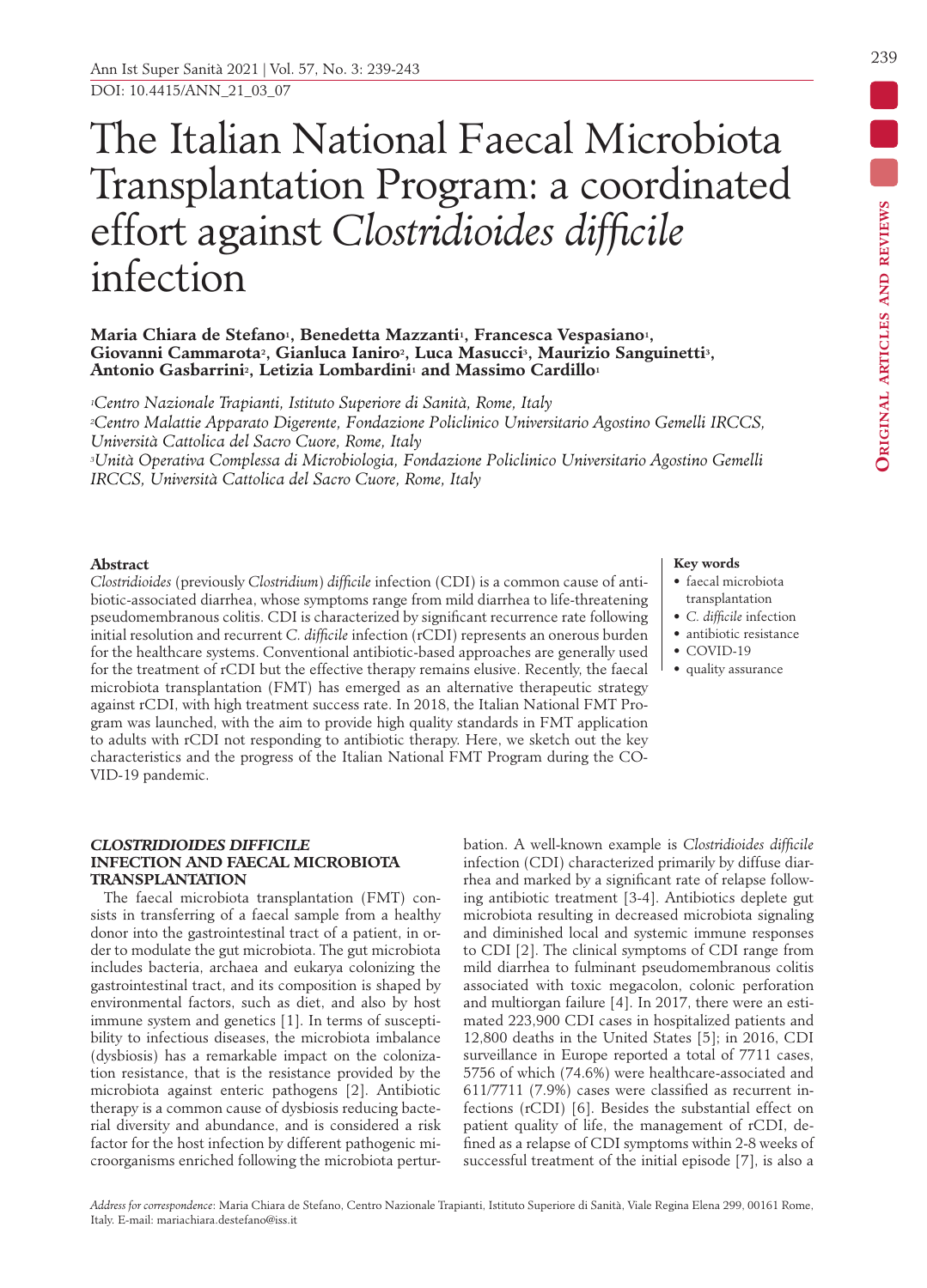# The Italian National Faecal Microbiota Transplantation Program: a coordinated effort against *Clostridioides difficile* infection

**Maria Chiara de Stefano[1], Benedetta Mazzanti[1], Francesca Vespasiano[1], Giovanni Cammarota[2], Gianluca Ianiro[2], Luca Masucci[3], Maurizio Sanguinetti[3], Antonio Gasbarrini[2], Letizia Lombardini[1] and Massimo Cardillo[1]**

[1]*Centro Nazionale Trapianti, Istituto Superiore di Sanità, Rome, Italy*
[2]*Centro Malattie Apparato Digerente, Fondazione Policlinico Universitario Agostino Gemelli IRCCS, Università Cattolica del Sacro Cuore, Rome, Italy*
[3]*Unità Operativa Complessa di Microbiologia, Fondazione Policlinico Universitario Agostino Gemelli IRCCS, Università Cattolica del Sacro Cuore, Rome, Italy*

**Abstract**

*Clostridioides* (previously *Clostridium*) *difficile* infection (CDI) is a common cause of antibiotic-associated diarrhea, whose symptoms range from mild diarrhea to life-threatening pseudomembranous colitis. CDI is characterized by significant recurrence rate following initial resolution and recurrent *C. difficile* infection (rCDI) represents an onerous burden for the healthcare systems. Conventional antibiotic-based approaches are generally used for the treatment of rCDI but the effective therapy remains elusive. Recently, the faecal microbiota transplantation (FMT) has emerged as an alternative therapeutic strategy against rCDI, with high treatment success rate. In 2018, the Italian National FMT Program was launched, with the aim to provide high quality standards in FMT application to adults with rCDI not responding to antibiotic therapy. Here, we sketch out the key characteristics and the progress of the Italian National FMT Program during the COVID-19 pandemic.

**Key words**

- faecal microbiota transplantation
- *C. difficile* infection
- antibiotic resistance
- COVID-19
- quality assurance

## *CLOSTRIDIOIDES DIFFICILE* INFECTION AND FAECAL MICROBIOTA TRANSPLANTATION

The faecal microbiota transplantation (FMT) consists in transferring of a faecal sample from a healthy donor into the gastrointestinal tract of a patient, in order to modulate the gut microbiota. The gut microbiota includes bacteria, archaea and eukarya colonizing the gastrointestinal tract, and its composition is shaped by environmental factors, such as diet, and also by host immune system and genetics [1]. In terms of susceptibility to infectious diseases, the microbiota imbalance (dysbiosis) has a remarkable impact on the colonization resistance, that is the resistance provided by the microbiota against enteric pathogens [2]. Antibiotic therapy is a common cause of dysbiosis reducing bacterial diversity and abundance, and is considered a risk factor for the host infection by different pathogenic microorganisms enriched following the microbiota perturbation. A well-known example is *Clostridioides difficile* infection (CDI) characterized primarily by diffuse diarrhea and marked by a significant rate of relapse following antibiotic treatment [3-4]. Antibiotics deplete gut microbiota resulting in decreased microbiota signaling and diminished local and systemic immune responses to CDI [2]. The clinical symptoms of CDI range from mild diarrhea to fulminant pseudomembranous colitis associated with toxic megacolon, colonic perforation and multiorgan failure [4]. In 2017, there were an estimated 223,900 CDI cases in hospitalized patients and 12,800 deaths in the United States [5]; in 2016, CDI surveillance in Europe reported a total of 7711 cases, 5756 of which (74.6%) were healthcare-associated and 611/7711 (7.9%) cases were classified as recurrent infections (rCDI) [6]. Besides the substantial effect on patient quality of life, the management of rCDI, defined as a relapse of CDI symptoms within 2-8 weeks of successful treatment of the initial episode [7], is also a

*Address for correspondence:* Maria Chiara de Stefano, Centro Nazionale Trapianti, Istituto Superiore di Sanità, Viale Regina Elena 299, 00161 Rome, Italy. E-mail: mariachiara.destefano@iss.it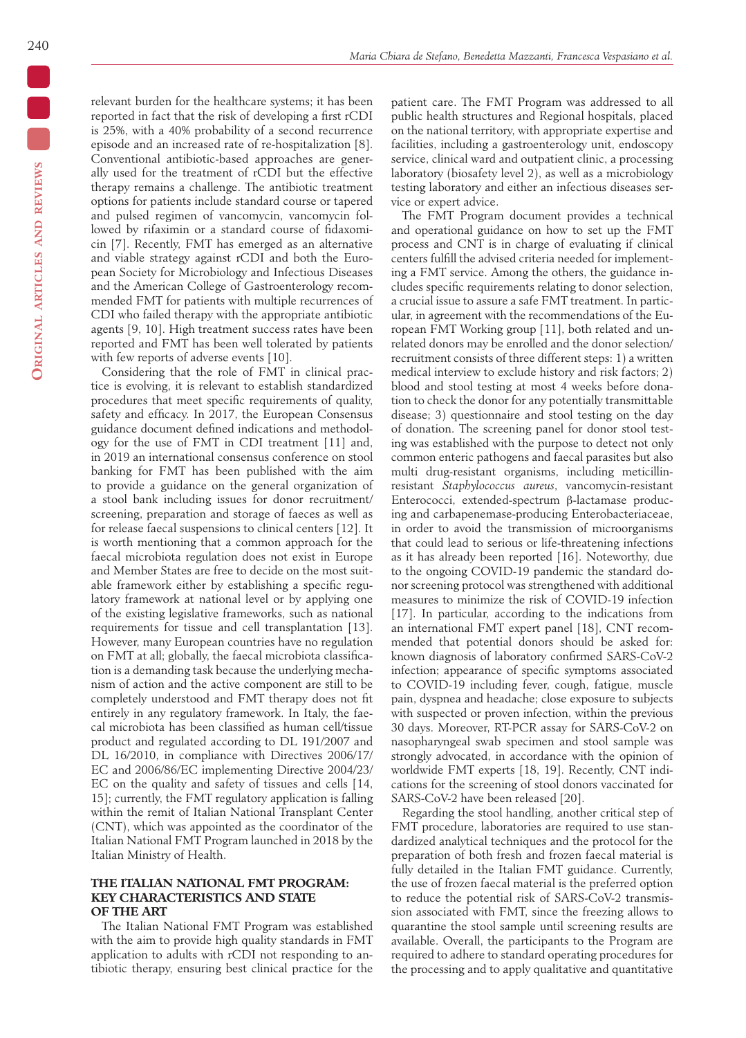relevant burden for the healthcare systems; it has been reported in fact that the risk of developing a first rCDI is 25%, with a 40% probability of a second recurrence episode and an increased rate of re-hospitalization [8]. Conventional antibiotic-based approaches are generally used for the treatment of rCDI but the effective therapy remains a challenge. The antibiotic treatment options for patients include standard course or tapered and pulsed regimen of vancomycin, vancomycin followed by rifaximin or a standard course of fidaxomicin [7]. Recently, FMT has emerged as an alternative and viable strategy against rCDI and both the European Society for Microbiology and Infectious Diseases and the American College of Gastroenterology recommended FMT for patients with multiple recurrences of CDI who failed therapy with the appropriate antibiotic agents [9, 10]. High treatment success rates have been reported and FMT has been well tolerated by patients with few reports of adverse events [10].

Considering that the role of FMT in clinical practice is evolving, it is relevant to establish standardized procedures that meet specific requirements of quality, safety and efficacy. In 2017, the European Consensus guidance document defined indications and methodology for the use of FMT in CDI treatment [11] and, in 2019 an international consensus conference on stool banking for FMT has been published with the aim to provide a guidance on the general organization of a stool bank including issues for donor recruitment/screening, preparation and storage of faeces as well as for release faecal suspensions to clinical centers [12]. It is worth mentioning that a common approach for the faecal microbiota regulation does not exist in Europe and Member States are free to decide on the most suitable framework either by establishing a specific regulatory framework at national level or by applying one of the existing legislative frameworks, such as national requirements for tissue and cell transplantation [13]. However, many European countries have no regulation on FMT at all; globally, the faecal microbiota classification is a demanding task because the underlying mechanism of action and the active component are still to be completely understood and FMT therapy does not fit entirely in any regulatory framework. In Italy, the faecal microbiota has been classified as human cell/tissue product and regulated according to DL 191/2007 and DL 16/2010, in compliance with Directives 2006/17/EC and 2006/86/EC implementing Directive 2004/23/EC on the quality and safety of tissues and cells [14, 15]; currently, the FMT regulatory application is falling within the remit of Italian National Transplant Center (CNT), which was appointed as the coordinator of the Italian National FMT Program launched in 2018 by the Italian Ministry of Health.

## THE ITALIAN NATIONAL FMT PROGRAM: KEY CHARACTERISTICS AND STATE OF THE ART

The Italian National FMT Program was established with the aim to provide high quality standards in FMT application to adults with rCDI not responding to antibiotic therapy, ensuring best clinical practice for the patient care. The FMT Program was addressed to all public health structures and Regional hospitals, placed on the national territory, with appropriate expertise and facilities, including a gastroenterology unit, endoscopy service, clinical ward and outpatient clinic, a processing laboratory (biosafety level 2), as well as a microbiology testing laboratory and either an infectious diseases service or expert advice.

The FMT Program document provides a technical and operational guidance on how to set up the FMT process and CNT is in charge of evaluating if clinical centers fulfill the advised criteria needed for implementing a FMT service. Among the others, the guidance includes specific requirements relating to donor selection, a crucial issue to assure a safe FMT treatment. In particular, in agreement with the recommendations of the European FMT Working group [11], both related and unrelated donors may be enrolled and the donor selection/recruitment consists of three different steps: 1) a written medical interview to exclude history and risk factors; 2) blood and stool testing at most 4 weeks before donation to check the donor for any potentially transmittable disease; 3) questionnaire and stool testing on the day of donation. The screening panel for donor stool testing was established with the purpose to detect not only common enteric pathogens and faecal parasites but also multi drug-resistant organisms, including meticillin-resistant *Staphylococcus aureus*, vancomycin-resistant Enterococci, extended-spectrum β-lactamase producing and carbapenemase-producing Enterobacteriaceae, in order to avoid the transmission of microorganisms that could lead to serious or life-threatening infections as it has already been reported [16]. Noteworthy, due to the ongoing COVID-19 pandemic the standard donor screening protocol was strengthened with additional measures to minimize the risk of COVID-19 infection [17]. In particular, according to the indications from an international FMT expert panel [18], CNT recommended that potential donors should be asked for: known diagnosis of laboratory confirmed SARS-CoV-2 infection; appearance of specific symptoms associated to COVID-19 including fever, cough, fatigue, muscle pain, dyspnea and headache; close exposure to subjects with suspected or proven infection, within the previous 30 days. Moreover, RT-PCR assay for SARS-CoV-2 on nasopharyngeal swab specimen and stool sample was strongly advocated, in accordance with the opinion of worldwide FMT experts [18, 19]. Recently, CNT indications for the screening of stool donors vaccinated for SARS-CoV-2 have been released [20].

Regarding the stool handling, another critical step of FMT procedure, laboratories are required to use standardized analytical techniques and the protocol for the preparation of both fresh and frozen faecal material is fully detailed in the Italian FMT guidance. Currently, the use of frozen faecal material is the preferred option to reduce the potential risk of SARS-CoV-2 transmission associated with FMT, since the freezing allows to quarantine the stool sample until screening results are available. Overall, the participants to the Program are required to adhere to standard operating procedures for the processing and to apply qualitative and quantitative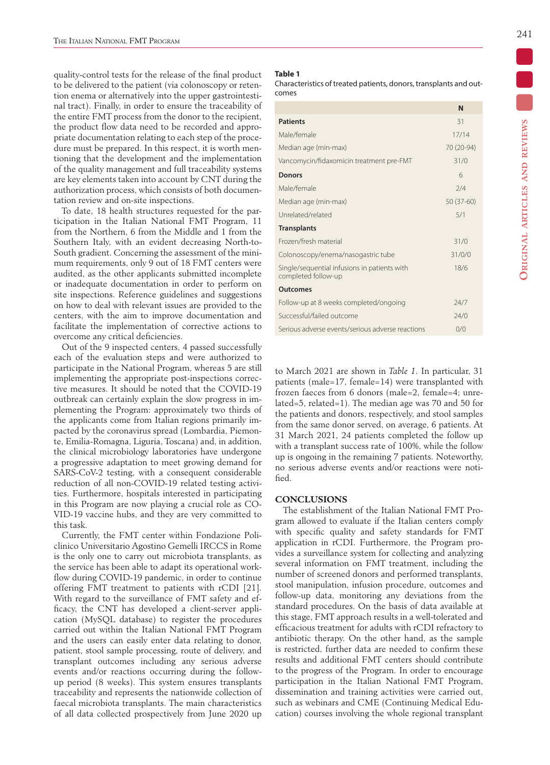quality-control tests for the release of the final product to be delivered to the patient (via colonoscopy or retention enema or alternatively into the upper gastrointestinal tract). Finally, in order to ensure the traceability of the entire FMT process from the donor to the recipient, the product flow data need to be recorded and appropriate documentation relating to each step of the procedure must be prepared. In this respect, it is worth mentioning that the development and the implementation of the quality management and full traceability systems are key elements taken into account by CNT during the authorization process, which consists of both documentation review and on-site inspections.

To date, 18 health structures requested for the participation in the Italian National FMT Program, 11 from the Northern, 6 from the Middle and 1 from the Southern Italy, with an evident decreasing North-to-South gradient. Concerning the assessment of the minimum requirements, only 9 out of 18 FMT centers were audited, as the other applicants submitted incomplete or inadequate documentation in order to perform on site inspections. Reference guidelines and suggestions on how to deal with relevant issues are provided to the centers, with the aim to improve documentation and facilitate the implementation of corrective actions to overcome any critical deficiencies.

Out of the 9 inspected centers, 4 passed successfully each of the evaluation steps and were authorized to participate in the National Program, whereas 5 are still implementing the appropriate post-inspections corrective measures. It should be noted that the COVID-19 outbreak can certainly explain the slow progress in implementing the Program: approximately two thirds of the applicants come from Italian regions primarily impacted by the coronavirus spread (Lombardia, Piemonte, Emilia-Romagna, Liguria, Toscana) and, in addition, the clinical microbiology laboratories have undergone a progressive adaptation to meet growing demand for SARS-CoV-2 testing, with a consequent considerable reduction of all non-COVID-19 related testing activities. Furthermore, hospitals interested in participating in this Program are now playing a crucial role as COVID-19 vaccine hubs, and they are very committed to this task.

Currently, the FMT center within Fondazione Policlinico Universitario Agostino Gemelli IRCCS in Rome is the only one to carry out microbiota transplants, as the service has been able to adapt its operational workflow during COVID-19 pandemic, in order to continue offering FMT treatment to patients with rCDI [21]. With regard to the surveillance of FMT safety and efficacy, the CNT has developed a client-server application (MySQL database) to register the procedures carried out within the Italian National FMT Program and the users can easily enter data relating to donor, patient, stool sample processing, route of delivery, and transplant outcomes including any serious adverse events and/or reactions occurring during the follow-up period (8 weeks). This system ensures transplants traceability and represents the nationwide collection of faecal microbiota transplants. The main characteristics of all data collected prospectively from June 2020 up to March 2021 are shown in *Table 1*. In particular, 31 patients (male=17, female=14) were transplanted with frozen faeces from 6 donors (male=2, female=4; unrelated=5, related=1). The median age was 70 and 50 for the patients and donors, respectively, and stool samples from the same donor served, on average, 6 patients. At 31 March 2021, 24 patients completed the follow up with a transplant success rate of 100%, while the follow up is ongoing in the remaining 7 patients. Noteworthy, no serious adverse events and/or reactions were notified.

**Table 1**
Characteristics of treated patients, donors, transplants and outcomes

| | N |
|---|---|
| **Patients** | 31 |
| Male/female | 17/14 |
| Median age (min-max) | 70 (20-94) |
| Vancomycin/fidaxomicin treatment pre-FMT | 31/0 |
| **Donors** | 6 |
| Male/female | 2/4 |
| Median age (min-max) | 50 (37-60) |
| Unrelated/related | 5/1 |
| **Transplants** | |
| Frozen/fresh material | 31/0 |
| Colonoscopy/enema/nasogastric tube | 31/0/0 |
| Single/sequential infusions in patients with completed follow-up | 18/6 |
| **Outcomes** | |
| Follow-up at 8 weeks completed/ongoing | 24/7 |
| Successful/failed outcome | 24/0 |
| Serious adverse events/serious adverse reactions | 0/0 |

## CONCLUSIONS

The establishment of the Italian National FMT Program allowed to evaluate if the Italian centers comply with specific quality and safety standards for FMT application in rCDI. Furthermore, the Program provides a surveillance system for collecting and analyzing several information on FMT treatment, including the number of screened donors and performed transplants, stool manipulation, infusion procedure, outcomes and follow-up data, monitoring any deviations from the standard procedures. On the basis of data available at this stage, FMT approach results in a well-tolerated and efficacious treatment for adults with rCDI refractory to antibiotic therapy. On the other hand, as the sample is restricted, further data are needed to confirm these results and additional FMT centers should contribute to the progress of the Program. In order to encourage participation in the Italian National FMT Program, dissemination and training activities were carried out, such as webinars and CME (Continuing Medical Education) courses involving the whole regional transplant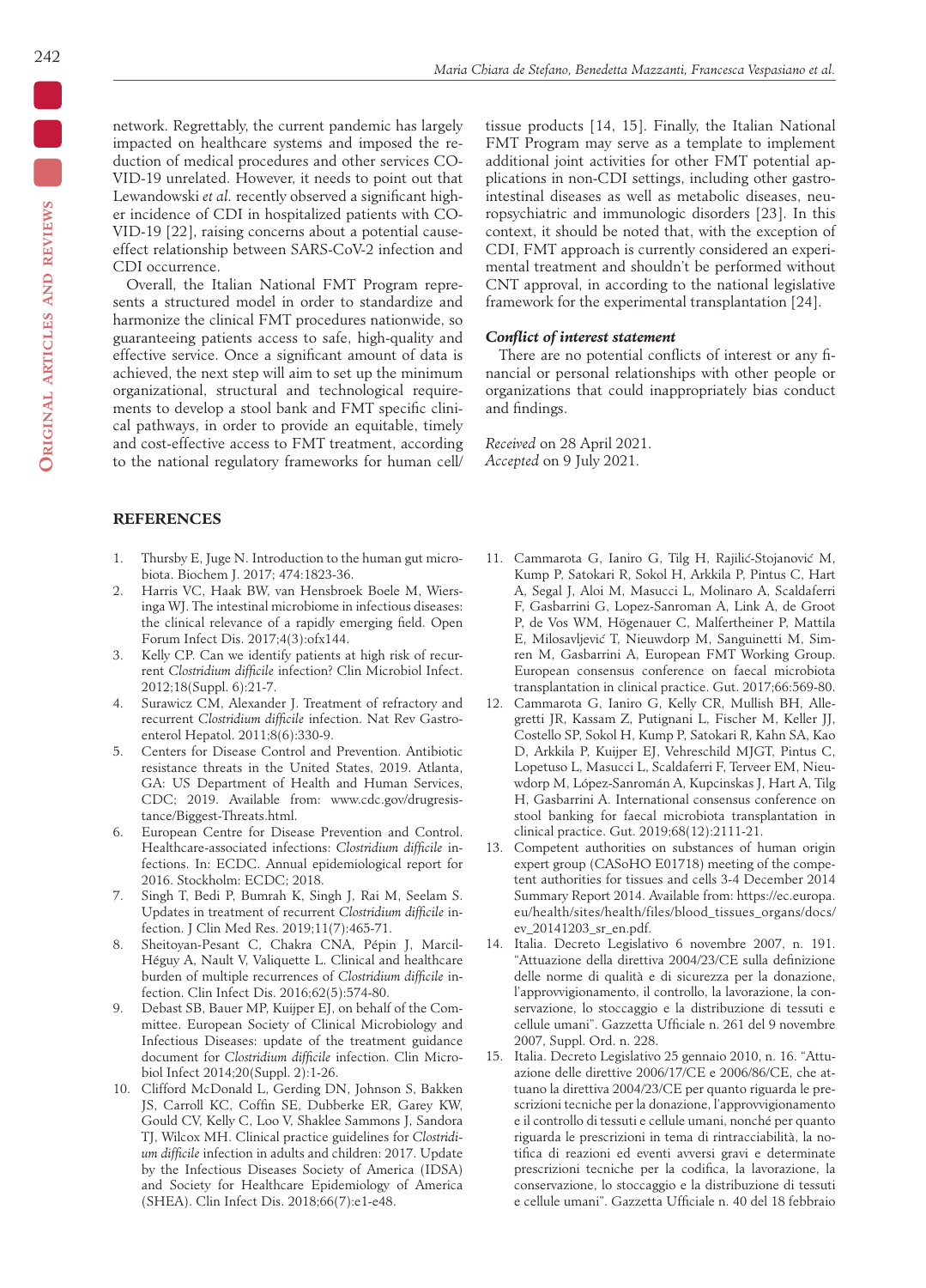network. Regrettably, the current pandemic has largely impacted on healthcare systems and imposed the reduction of medical procedures and other services COVID-19 unrelated. However, it needs to point out that Lewandowski *et al.* recently observed a significant higher incidence of CDI in hospitalized patients with COVID-19 [22], raising concerns about a potential cause-effect relationship between SARS-CoV-2 infection and CDI occurrence.

Overall, the Italian National FMT Program represents a structured model in order to standardize and harmonize the clinical FMT procedures nationwide, so guaranteeing patients access to safe, high-quality and effective service. Once a significant amount of data is achieved, the next step will aim to set up the minimum organizational, structural and technological requirements to develop a stool bank and FMT specific clinical pathways, in order to provide an equitable, timely and cost-effective access to FMT treatment, according to the national regulatory frameworks for human cell/tissue products [14, 15]. Finally, the Italian National FMT Program may serve as a template to implement additional joint activities for other FMT potential applications in non-CDI settings, including other gastrointestinal diseases as well as metabolic diseases, neuropsychiatric and immunologic disorders [23]. In this context, it should be noted that, with the exception of CDI, FMT approach is currently considered an experimental treatment and shouldn't be performed without CNT approval, in according to the national legislative framework for the experimental transplantation [24].

### *Conflict of interest statement*

There are no potential conflicts of interest or any financial or personal relationships with other people or organizations that could inappropriately bias conduct and findings.

*Received* on 28 April 2021.
*Accepted* on 9 July 2021.

## REFERENCES

1. Thursby E, Juge N. Introduction to the human gut microbiota. Biochem J. 2017; 474:1823-36.
2. Harris VC, Haak BW, van Hensbroek Boele M, Wiersinga WJ. The intestinal microbiome in infectious diseases: the clinical relevance of a rapidly emerging field. Open Forum Infect Dis. 2017;4(3):ofx144.
3. Kelly CP. Can we identify patients at high risk of recurrent *Clostridium difficile* infection? Clin Microbiol Infect. 2012;18(Suppl. 6):21-7.
4. Surawicz CM, Alexander J. Treatment of refractory and recurrent *Clostridium difficile* infection. Nat Rev Gastroenterol Hepatol. 2011;8(6):330-9.
5. Centers for Disease Control and Prevention. Antibiotic resistance threats in the United States, 2019. Atlanta, GA: US Department of Health and Human Services, CDC; 2019. Available from: www.cdc.gov/drugresistance/Biggest-Threats.html.
6. European Centre for Disease Prevention and Control. Healthcare-associated infections: *Clostridium difficile* infections. In: ECDC. Annual epidemiological report for 2016. Stockholm: ECDC; 2018.
7. Singh T, Bedi P, Bumrah K, Singh J, Rai M, Seelam S. Updates in treatment of recurrent *Clostridium difficile* infection. J Clin Med Res. 2019;11(7):465-71.
8. Sheitoyan-Pesant C, Chakra CNA, Pépin J, Marcil-Héguy A, Nault V, Valiquette L. Clinical and healthcare burden of multiple recurrences of *Clostridium difficile* infection. Clin Infect Dis. 2016;62(5):574-80.
9. Debast SB, Bauer MP, Kuijper EJ, on behalf of the Committee. European Society of Clinical Microbiology and Infectious Diseases: update of the treatment guidance document for *Clostridium difficile* infection. Clin Microbiol Infect 2014;20(Suppl. 2):1-26.
10. Clifford McDonald L, Gerding DN, Johnson S, Bakken JS, Carroll KC, Coffin SE, Dubberke ER, Garey KW, Gould CV, Kelly C, Loo V, Shaklee Sammons J, Sandora TJ, Wilcox MH. Clinical practice guidelines for *Clostridium difficile* infection in adults and children: 2017. Update by the Infectious Diseases Society of America (IDSA) and Society for Healthcare Epidemiology of America (SHEA). Clin Infect Dis. 2018;66(7):e1-e48.
11. Cammarota G, Ianiro G, Tilg H, Rajilić-Stojanović M, Kump P, Satokari R, Sokol H, Arkkila P, Pintus C, Hart A, Segal J, Aloi M, Masucci L, Molinaro A, Scaldaferri F, Gasbarrini G, Lopez-Sanroman A, Link A, de Groot P, de Vos WM, Högenauer C, Malfertheiner P, Mattila E, Milosavljević T, Nieuwdorp M, Sanguinetti M, Simren M, Gasbarrini A, European FMT Working Group. European consensus conference on faecal microbiota transplantation in clinical practice. Gut. 2017;66:569-80.
12. Cammarota G, Ianiro G, Kelly CR, Mullish BH, Allegretti JR, Kassam Z, Putignani L, Fischer M, Keller JJ, Costello SP, Sokol H, Kump P, Satokari R, Kahn SA, Kao D, Arkkila P, Kuijper EJ, Vehreschild MJGT, Pintus C, Lopetuso L, Masucci L, Scaldaferri F, Terveer EM, Nieuwdorp M, López-Sanromán A, Kupcinskas J, Hart A, Tilg H, Gasbarrini A. International consensus conference on stool banking for faecal microbiota transplantation in clinical practice. Gut. 2019;68(12):2111-21.
13. Competent authorities on substances of human origin expert group (CASoHO E01718) meeting of the competent authorities for tissues and cells 3-4 December 2014 Summary Report 2014. Available from: https://ec.europa.eu/health/sites/health/files/blood_tissues_organs/docs/ev_20141203_sr_en.pdf.
14. Italia. Decreto Legislativo 6 novembre 2007, n. 191. "Attuazione della direttiva 2004/23/CE sulla definizione delle norme di qualità e di sicurezza per la donazione, l'approvvigionamento, il controllo, la lavorazione, la conservazione, lo stoccaggio e la distribuzione di tessuti e cellule umani". Gazzetta Ufficiale n. 261 del 9 novembre 2007, Suppl. Ord. n. 228.
15. Italia. Decreto Legislativo 25 gennaio 2010, n. 16. "Attuazione delle direttive 2006/17/CE e 2006/86/CE, che attuano la direttiva 2004/23/CE per quanto riguarda le prescrizioni tecniche per la donazione, l'approvvigionamento e il controllo di tessuti e cellule umani, nonché per quanto riguarda le prescrizioni in tema di rintracciabilità, la notifica di reazioni ed eventi avversi gravi e determinate prescrizioni tecniche per la codifica, la lavorazione, la conservazione, lo stoccaggio e la distribuzione di tessuti e cellule umani". Gazzetta Ufficiale n. 40 del 18 febbraio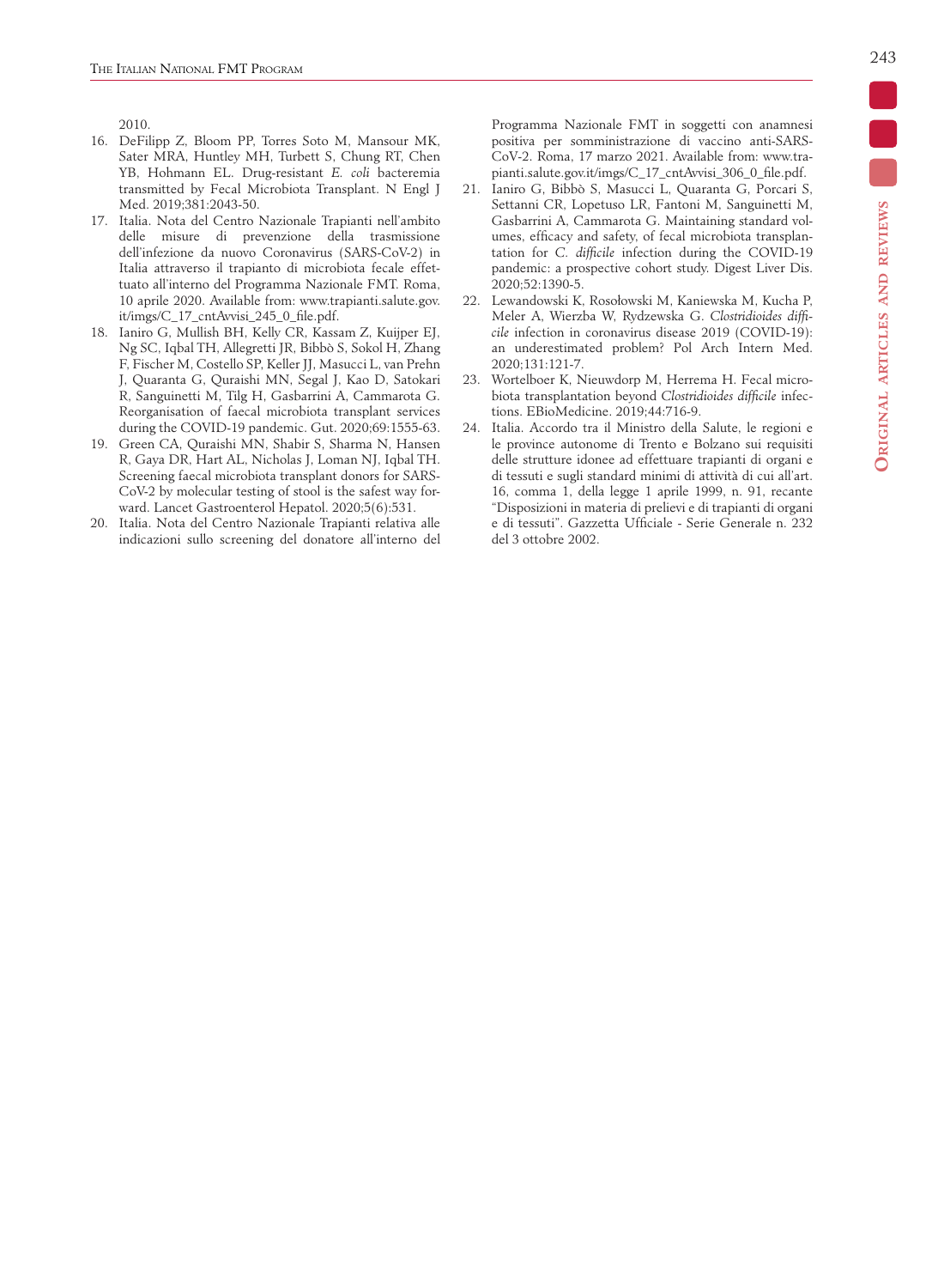2010.

16. DeFilipp Z, Bloom PP, Torres Soto M, Mansour MK, Sater MRA, Huntley MH, Turbett S, Chung RT, Chen YB, Hohmann EL. Drug-resistant *E. coli* bacteremia transmitted by Fecal Microbiota Transplant. N Engl J Med. 2019;381:2043-50.
17. Italia. Nota del Centro Nazionale Trapianti nell'ambito delle misure di prevenzione della trasmissione dell'infezione da nuovo Coronavirus (SARS-CoV-2) in Italia attraverso il trapianto di microbiota fecale effettuato all'interno del Programma Nazionale FMT. Roma, 10 aprile 2020. Available from: www.trapianti.salute.gov.it/imgs/C_17_cntAvvisi_245_0_file.pdf.
18. Ianiro G, Mullish BH, Kelly CR, Kassam Z, Kuijper EJ, Ng SC, Iqbal TH, Allegretti JR, Bibbò S, Sokol H, Zhang F, Fischer M, Costello SP, Keller JJ, Masucci L, van Prehn J, Quaranta G, Quraishi MN, Segal J, Kao D, Satokari R, Sanguinetti M, Tilg H, Gasbarrini A, Cammarota G. Reorganisation of faecal microbiota transplant services during the COVID-19 pandemic. Gut. 2020;69:1555-63.
19. Green CA, Quraishi MN, Shabir S, Sharma N, Hansen R, Gaya DR, Hart AL, Nicholas J, Loman NJ, Iqbal TH. Screening faecal microbiota transplant donors for SARS-CoV-2 by molecular testing of stool is the safest way forward. Lancet Gastroenterol Hepatol. 2020;5(6):531.
20. Italia. Nota del Centro Nazionale Trapianti relativa alle indicazioni sullo screening del donatore all'interno del Programma Nazionale FMT in soggetti con anamnesi positiva per somministrazione di vaccino anti-SARS-CoV-2. Roma, 17 marzo 2021. Available from: www.trapianti.salute.gov.it/imgs/C_17_cntAvvisi_306_0_file.pdf.
21. Ianiro G, Bibbò S, Masucci L, Quaranta G, Porcari S, Settanni CR, Lopetuso LR, Fantoni M, Sanguinetti M, Gasbarrini A, Cammarota G. Maintaining standard volumes, efficacy and safety, of fecal microbiota transplantation for *C. difficile* infection during the COVID-19 pandemic: a prospective cohort study. Digest Liver Dis. 2020;52:1390-5.
22. Lewandowski K, Rosołowski M, Kaniewska M, Kucha P, Meler A, Wierzba W, Rydzewska G. *Clostridioides difficile* infection in coronavirus disease 2019 (COVID-19): an underestimated problem? Pol Arch Intern Med. 2020;131:121-7.
23. Wortelboer K, Nieuwdorp M, Herrema H. Fecal microbiota transplantation beyond *Clostridioides difficile* infections. EBioMedicine. 2019;44:716-9.
24. Italia. Accordo tra il Ministro della Salute, le regioni e le province autonome di Trento e Bolzano sui requisiti delle strutture idonee ad effettuare trapianti di organi e di tessuti e sugli standard minimi di attività di cui all'art. 16, comma 1, della legge 1 aprile 1999, n. 91, recante "Disposizioni in materia di prelievi e di trapianti di organi e di tessuti". Gazzetta Ufficiale - Serie Generale n. 232 del 3 ottobre 2002.